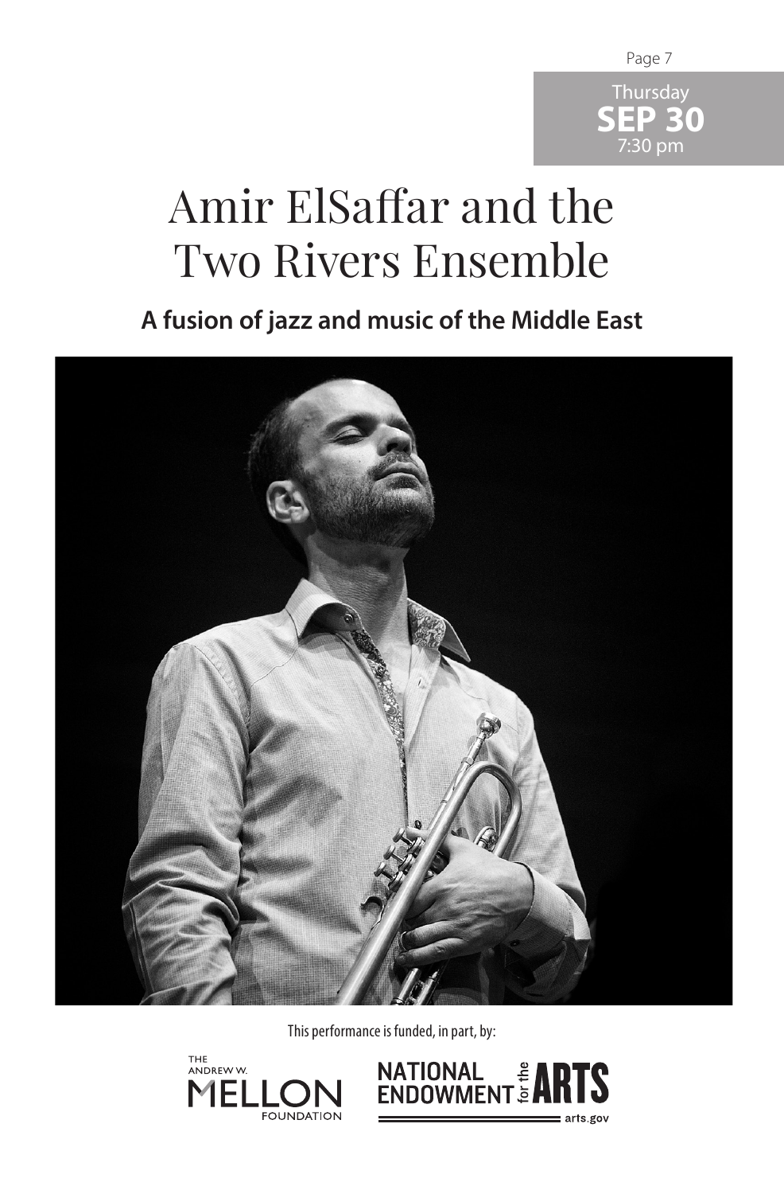Thursday
**SEP 30**
7:30 pm

# Amir ElSaffar and the Two Rivers Ensemble

**A fusion of jazz and music of the Middle East**

This performance is funded, in part, by:

THE ANDREW W. MELLON FOUNDATION

NATIONAL ENDOWMENT for the ARTS
arts.gov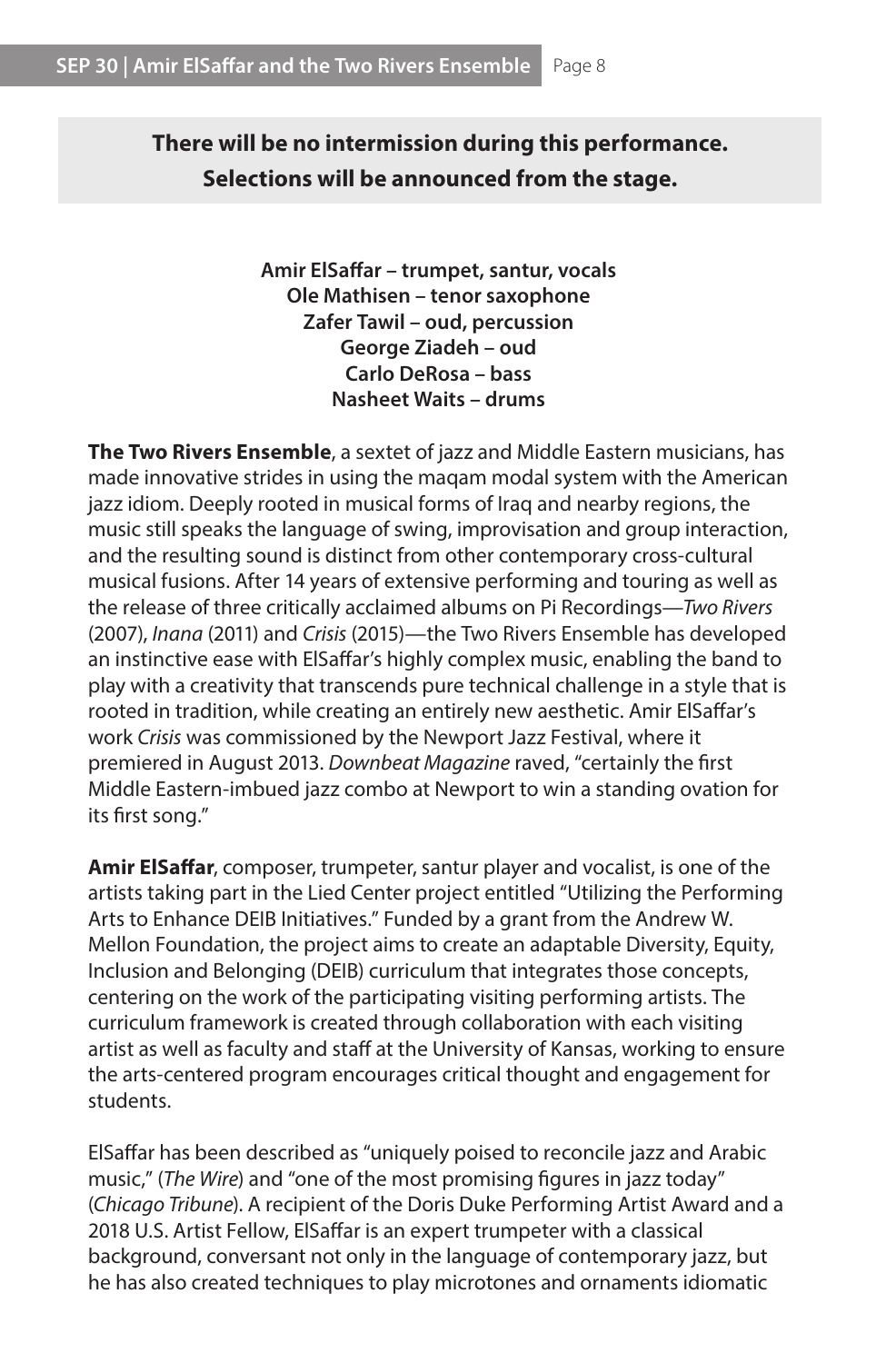**There will be no intermission during this performance.**
**Selections will be announced from the stage.**

**Amir ElSaffar – trumpet, santur, vocals**
**Ole Mathisen – tenor saxophone**
**Zafer Tawil – oud, percussion**
**George Ziadeh – oud**
**Carlo DeRosa – bass**
**Nasheet Waits – drums**

**The Two Rivers Ensemble**, a sextet of jazz and Middle Eastern musicians, has made innovative strides in using the maqam modal system with the American jazz idiom. Deeply rooted in musical forms of Iraq and nearby regions, the music still speaks the language of swing, improvisation and group interaction, and the resulting sound is distinct from other contemporary cross-cultural musical fusions. After 14 years of extensive performing and touring as well as the release of three critically acclaimed albums on Pi Recordings—*Two Rivers* (2007), *Inana* (2011) and *Crisis* (2015)—the Two Rivers Ensemble has developed an instinctive ease with ElSaffar's highly complex music, enabling the band to play with a creativity that transcends pure technical challenge in a style that is rooted in tradition, while creating an entirely new aesthetic. Amir ElSaffar's work *Crisis* was commissioned by the Newport Jazz Festival, where it premiered in August 2013. *Downbeat Magazine* raved, "certainly the first Middle Eastern-imbued jazz combo at Newport to win a standing ovation for its first song."

**Amir ElSaffar**, composer, trumpeter, santur player and vocalist, is one of the artists taking part in the Lied Center project entitled "Utilizing the Performing Arts to Enhance DEIB Initiatives." Funded by a grant from the Andrew W. Mellon Foundation, the project aims to create an adaptable Diversity, Equity, Inclusion and Belonging (DEIB) curriculum that integrates those concepts, centering on the work of the participating visiting performing artists. The curriculum framework is created through collaboration with each visiting artist as well as faculty and staff at the University of Kansas, working to ensure the arts-centered program encourages critical thought and engagement for students.

ElSaffar has been described as "uniquely poised to reconcile jazz and Arabic music," (*The Wire*) and "one of the most promising figures in jazz today" (*Chicago Tribune*). A recipient of the Doris Duke Performing Artist Award and a 2018 U.S. Artist Fellow, ElSaffar is an expert trumpeter with a classical background, conversant not only in the language of contemporary jazz, but he has also created techniques to play microtones and ornaments idiomatic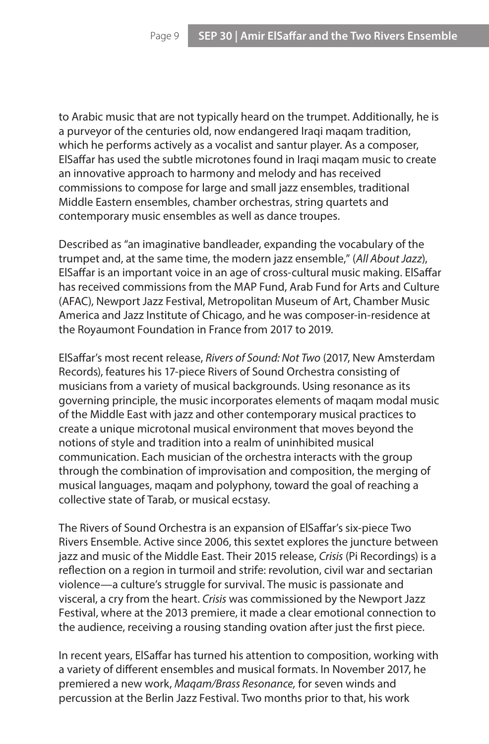to Arabic music that are not typically heard on the trumpet. Additionally, he is a purveyor of the centuries old, now endangered Iraqi maqam tradition, which he performs actively as a vocalist and santur player. As a composer, ElSaffar has used the subtle microtones found in Iraqi maqam music to create an innovative approach to harmony and melody and has received commissions to compose for large and small jazz ensembles, traditional Middle Eastern ensembles, chamber orchestras, string quartets and contemporary music ensembles as well as dance troupes.

Described as "an imaginative bandleader, expanding the vocabulary of the trumpet and, at the same time, the modern jazz ensemble," (*All About Jazz*), ElSaffar is an important voice in an age of cross-cultural music making. ElSaffar has received commissions from the MAP Fund, Arab Fund for Arts and Culture (AFAC), Newport Jazz Festival, Metropolitan Museum of Art, Chamber Music America and Jazz Institute of Chicago, and he was composer-in-residence at the Royaumont Foundation in France from 2017 to 2019.

ElSaffar's most recent release, *Rivers of Sound: Not Two* (2017, New Amsterdam Records), features his 17-piece Rivers of Sound Orchestra consisting of musicians from a variety of musical backgrounds. Using resonance as its governing principle, the music incorporates elements of maqam modal music of the Middle East with jazz and other contemporary musical practices to create a unique microtonal musical environment that moves beyond the notions of style and tradition into a realm of uninhibited musical communication. Each musician of the orchestra interacts with the group through the combination of improvisation and composition, the merging of musical languages, maqam and polyphony, toward the goal of reaching a collective state of Tarab, or musical ecstasy.

The Rivers of Sound Orchestra is an expansion of ElSaffar's six-piece Two Rivers Ensemble. Active since 2006, this sextet explores the juncture between jazz and music of the Middle East. Their 2015 release, *Crisis* (Pi Recordings) is a reflection on a region in turmoil and strife: revolution, civil war and sectarian violence—a culture's struggle for survival. The music is passionate and visceral, a cry from the heart. *Crisis* was commissioned by the Newport Jazz Festival, where at the 2013 premiere, it made a clear emotional connection to the audience, receiving a rousing standing ovation after just the first piece.

In recent years, ElSaffar has turned his attention to composition, working with a variety of different ensembles and musical formats. In November 2017, he premiered a new work, *Maqam/Brass Resonance,* for seven winds and percussion at the Berlin Jazz Festival. Two months prior to that, his work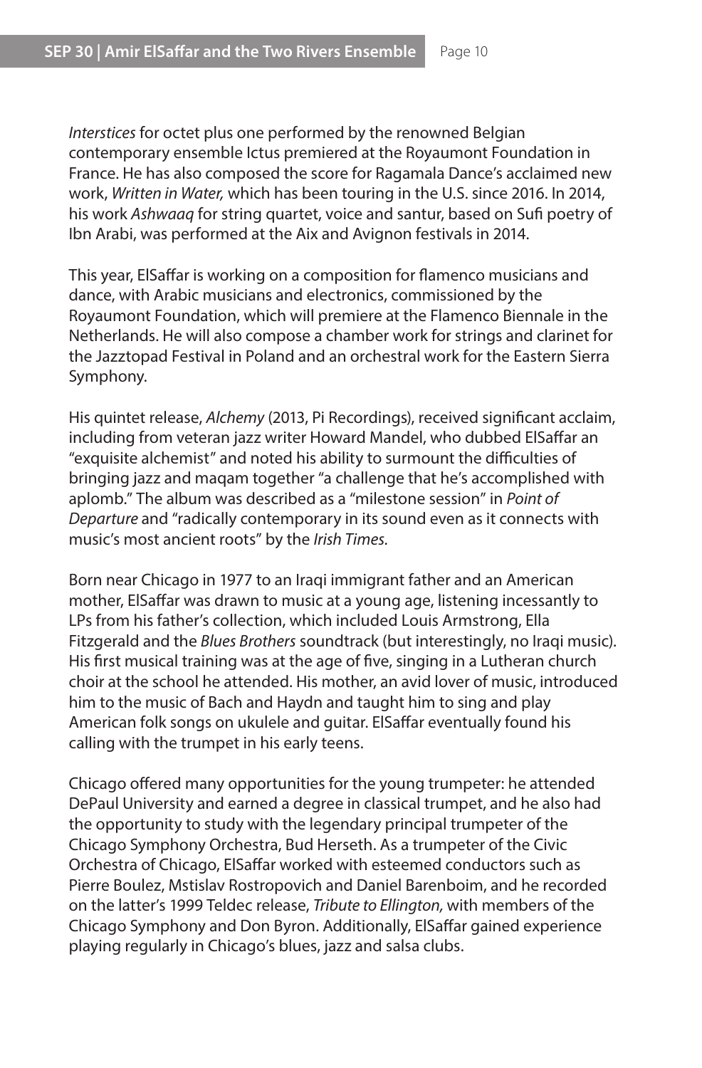*Interstices* for octet plus one performed by the renowned Belgian contemporary ensemble Ictus premiered at the Royaumont Foundation in France. He has also composed the score for Ragamala Dance's acclaimed new work, *Written in Water,* which has been touring in the U.S. since 2016. In 2014, his work *Ashwaaq* for string quartet, voice and santur, based on Sufi poetry of Ibn Arabi, was performed at the Aix and Avignon festivals in 2014.

This year, ElSaffar is working on a composition for flamenco musicians and dance, with Arabic musicians and electronics, commissioned by the Royaumont Foundation, which will premiere at the Flamenco Biennale in the Netherlands. He will also compose a chamber work for strings and clarinet for the Jazztopad Festival in Poland and an orchestral work for the Eastern Sierra Symphony.

His quintet release, *Alchemy* (2013, Pi Recordings), received significant acclaim, including from veteran jazz writer Howard Mandel, who dubbed ElSaffar an "exquisite alchemist" and noted his ability to surmount the difficulties of bringing jazz and maqam together "a challenge that he's accomplished with aplomb." The album was described as a "milestone session" in *Point of Departure* and "radically contemporary in its sound even as it connects with music's most ancient roots" by the *Irish Times.*

Born near Chicago in 1977 to an Iraqi immigrant father and an American mother, ElSaffar was drawn to music at a young age, listening incessantly to LPs from his father's collection, which included Louis Armstrong, Ella Fitzgerald and the *Blues Brothers* soundtrack (but interestingly, no Iraqi music). His first musical training was at the age of five, singing in a Lutheran church choir at the school he attended. His mother, an avid lover of music, introduced him to the music of Bach and Haydn and taught him to sing and play American folk songs on ukulele and guitar. ElSaffar eventually found his calling with the trumpet in his early teens.

Chicago offered many opportunities for the young trumpeter: he attended DePaul University and earned a degree in classical trumpet, and he also had the opportunity to study with the legendary principal trumpeter of the Chicago Symphony Orchestra, Bud Herseth. As a trumpeter of the Civic Orchestra of Chicago, ElSaffar worked with esteemed conductors such as Pierre Boulez, Mstislav Rostropovich and Daniel Barenboim, and he recorded on the latter's 1999 Teldec release, *Tribute to Ellington,* with members of the Chicago Symphony and Don Byron. Additionally, ElSaffar gained experience playing regularly in Chicago's blues, jazz and salsa clubs.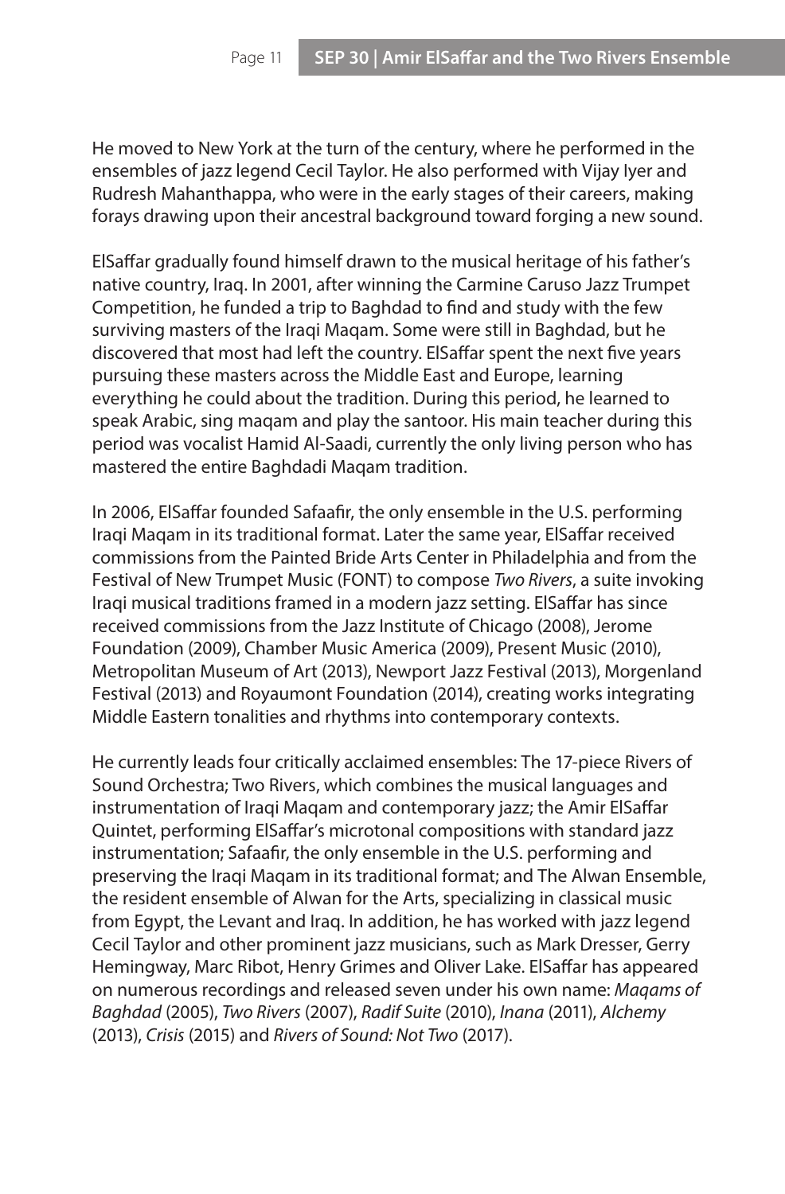He moved to New York at the turn of the century, where he performed in the ensembles of jazz legend Cecil Taylor. He also performed with Vijay Iyer and Rudresh Mahanthappa, who were in the early stages of their careers, making forays drawing upon their ancestral background toward forging a new sound.

ElSaffar gradually found himself drawn to the musical heritage of his father's native country, Iraq. In 2001, after winning the Carmine Caruso Jazz Trumpet Competition, he funded a trip to Baghdad to find and study with the few surviving masters of the Iraqi Maqam. Some were still in Baghdad, but he discovered that most had left the country. ElSaffar spent the next five years pursuing these masters across the Middle East and Europe, learning everything he could about the tradition. During this period, he learned to speak Arabic, sing maqam and play the santoor. His main teacher during this period was vocalist Hamid Al-Saadi, currently the only living person who has mastered the entire Baghdadi Maqam tradition.

In 2006, ElSaffar founded Safaafir, the only ensemble in the U.S. performing Iraqi Maqam in its traditional format. Later the same year, ElSaffar received commissions from the Painted Bride Arts Center in Philadelphia and from the Festival of New Trumpet Music (FONT) to compose *Two Rivers*, a suite invoking Iraqi musical traditions framed in a modern jazz setting. ElSaffar has since received commissions from the Jazz Institute of Chicago (2008), Jerome Foundation (2009), Chamber Music America (2009), Present Music (2010), Metropolitan Museum of Art (2013), Newport Jazz Festival (2013), Morgenland Festival (2013) and Royaumont Foundation (2014), creating works integrating Middle Eastern tonalities and rhythms into contemporary contexts.

He currently leads four critically acclaimed ensembles: The 17-piece Rivers of Sound Orchestra; Two Rivers, which combines the musical languages and instrumentation of Iraqi Maqam and contemporary jazz; the Amir ElSaffar Quintet, performing ElSaffar's microtonal compositions with standard jazz instrumentation; Safaafir, the only ensemble in the U.S. performing and preserving the Iraqi Maqam in its traditional format; and The Alwan Ensemble, the resident ensemble of Alwan for the Arts, specializing in classical music from Egypt, the Levant and Iraq. In addition, he has worked with jazz legend Cecil Taylor and other prominent jazz musicians, such as Mark Dresser, Gerry Hemingway, Marc Ribot, Henry Grimes and Oliver Lake. ElSaffar has appeared on numerous recordings and released seven under his own name: *Maqams of Baghdad* (2005), *Two Rivers* (2007), *Radif Suite* (2010), *Inana* (2011), *Alchemy* (2013), *Crisis* (2015) and *Rivers of Sound: Not Two* (2017).